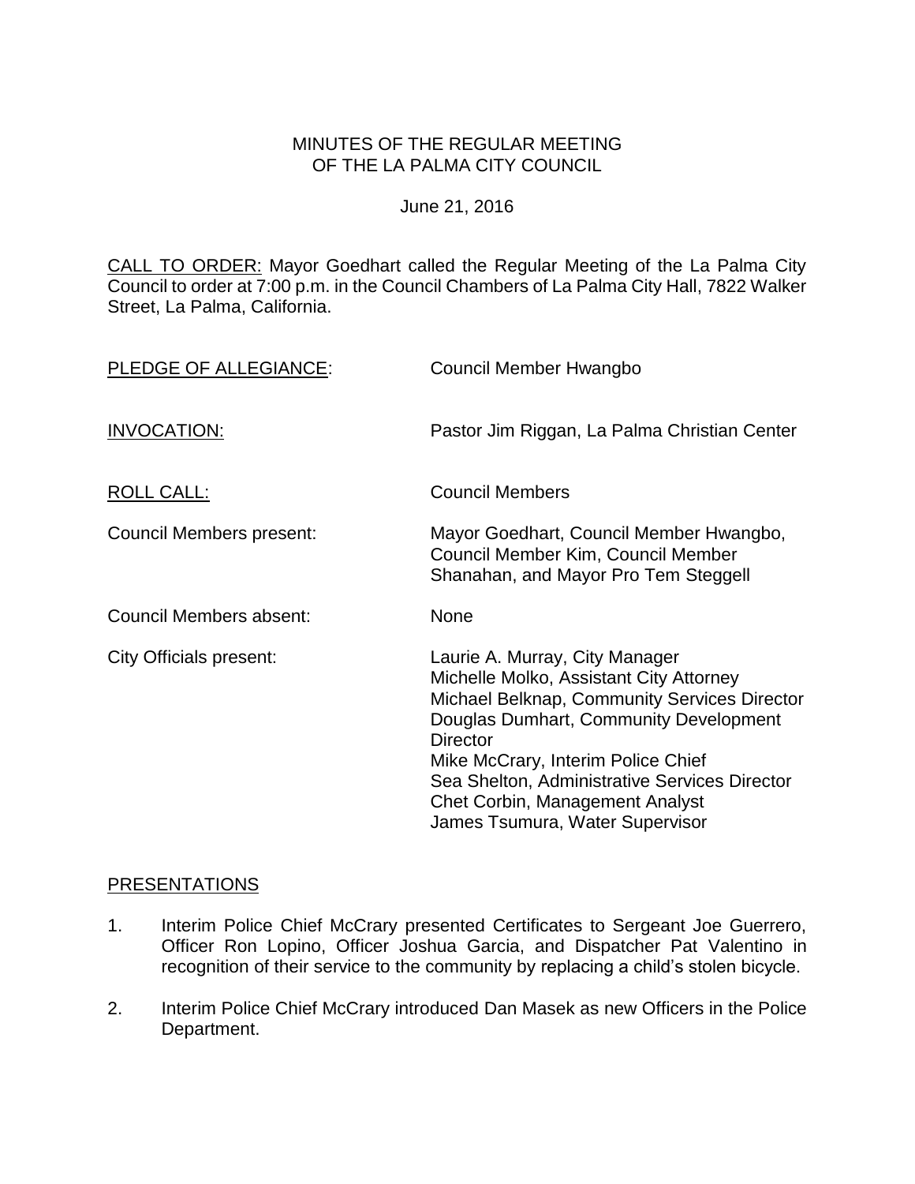# MINUTES OF THE REGULAR MEETING OF THE LA PALMA CITY COUNCIL

June 21, 2016

CALL TO ORDER: Mayor Goedhart called the Regular Meeting of the La Palma City Council to order at 7:00 p.m. in the Council Chambers of La Palma City Hall, 7822 Walker Street, La Palma, California.

PLEDGE OF ALLEGIANCE: Council Member Hwangbo

INVOCATION: Pastor Jim Riggan, La Palma Christian Center

ROLL CALL: Council Members

Council Members present: Mayor Goedhart, Council Member Hwangbo, Council Member Kim, Council Member Shanahan, and Mayor Pro Tem Steggell

Council Members absent: None

City Officials present:
Laurie A. Murray, City Manager
Michelle Molko, Assistant City Attorney
Michael Belknap, Community Services Director
Douglas Dumhart, Community Development Director
Mike McCrary, Interim Police Chief
Sea Shelton, Administrative Services Director
Chet Corbin, Management Analyst
James Tsumura, Water Supervisor

## PRESENTATIONS

1. Interim Police Chief McCrary presented Certificates to Sergeant Joe Guerrero, Officer Ron Lopino, Officer Joshua Garcia, and Dispatcher Pat Valentino in recognition of their service to the community by replacing a child's stolen bicycle.

2. Interim Police Chief McCrary introduced Dan Masek as new Officers in the Police Department.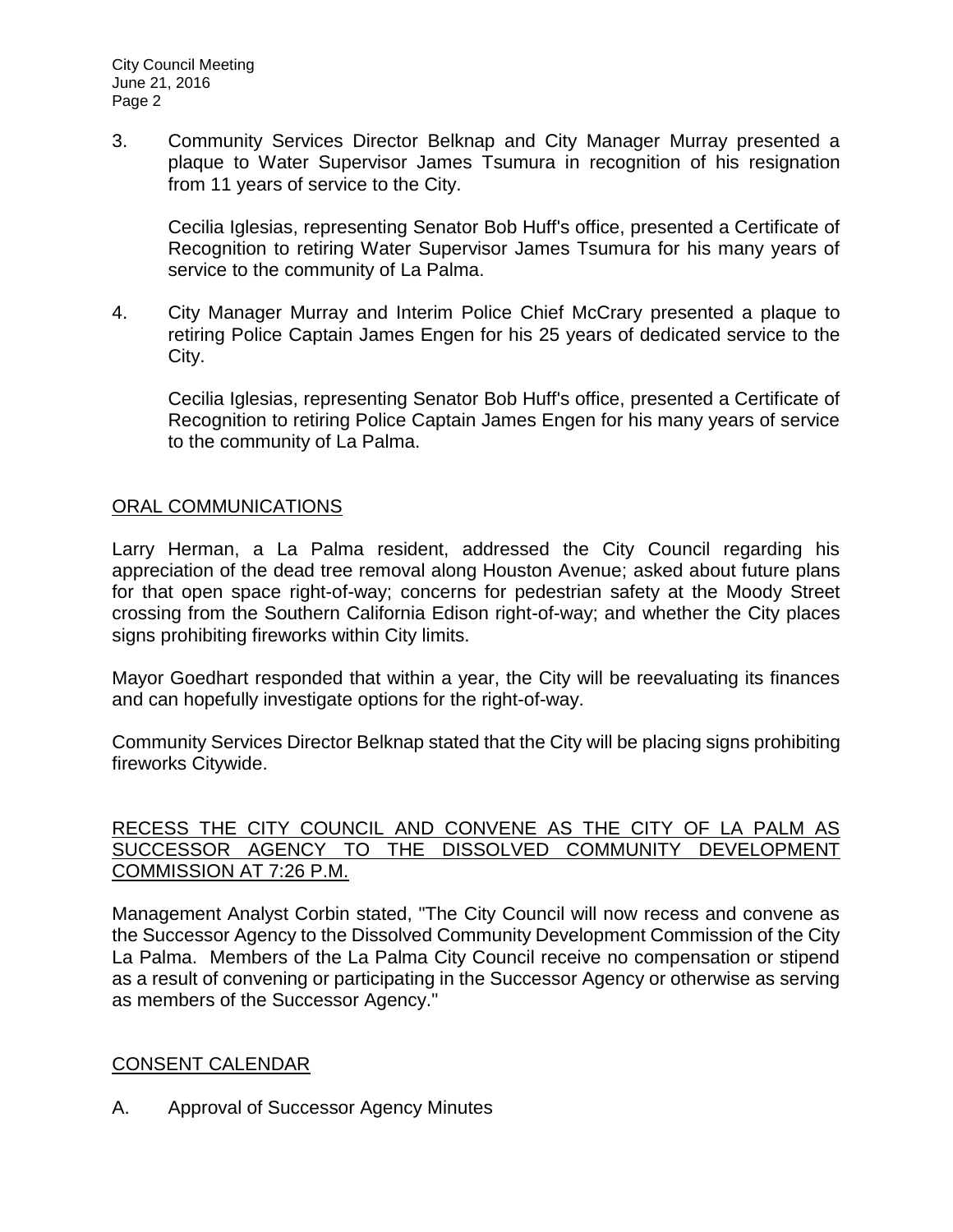3. Community Services Director Belknap and City Manager Murray presented a plaque to Water Supervisor James Tsumura in recognition of his resignation from 11 years of service to the City.

   Cecilia Iglesias, representing Senator Bob Huff's office, presented a Certificate of Recognition to retiring Water Supervisor James Tsumura for his many years of service to the community of La Palma.

4. City Manager Murray and Interim Police Chief McCrary presented a plaque to retiring Police Captain James Engen for his 25 years of dedicated service to the City.

   Cecilia Iglesias, representing Senator Bob Huff's office, presented a Certificate of Recognition to retiring Police Captain James Engen for his many years of service to the community of La Palma.

## ORAL COMMUNICATIONS

Larry Herman, a La Palma resident, addressed the City Council regarding his appreciation of the dead tree removal along Houston Avenue; asked about future plans for that open space right-of-way; concerns for pedestrian safety at the Moody Street crossing from the Southern California Edison right-of-way; and whether the City places signs prohibiting fireworks within City limits.

Mayor Goedhart responded that within a year, the City will be reevaluating its finances and can hopefully investigate options for the right-of-way.

Community Services Director Belknap stated that the City will be placing signs prohibiting fireworks Citywide.

## RECESS THE CITY COUNCIL AND CONVENE AS THE CITY OF LA PALM AS SUCCESSOR AGENCY TO THE DISSOLVED COMMUNITY DEVELOPMENT COMMISSION AT 7:26 P.M.

Management Analyst Corbin stated, "The City Council will now recess and convene as the Successor Agency to the Dissolved Community Development Commission of the City La Palma. Members of the La Palma City Council receive no compensation or stipend as a result of convening or participating in the Successor Agency or otherwise as serving as members of the Successor Agency."

## CONSENT CALENDAR

A. Approval of Successor Agency Minutes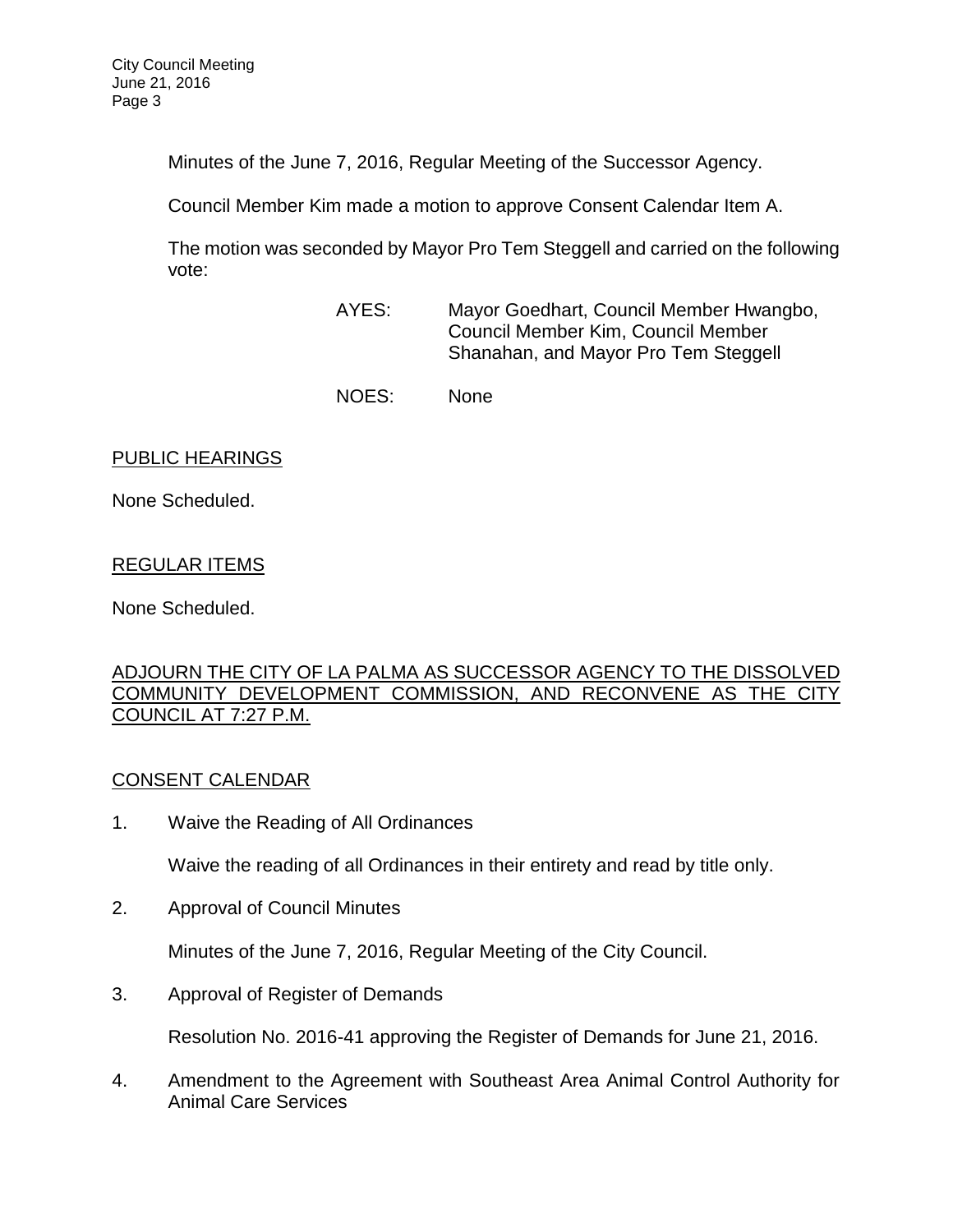Minutes of the June 7, 2016, Regular Meeting of the Successor Agency.

Council Member Kim made a motion to approve Consent Calendar Item A.

The motion was seconded by Mayor Pro Tem Steggell and carried on the following vote:

AYES: Mayor Goedhart, Council Member Hwangbo, Council Member Kim, Council Member Shanahan, and Mayor Pro Tem Steggell

NOES: None

PUBLIC HEARINGS

None Scheduled.

REGULAR ITEMS

None Scheduled.

ADJOURN THE CITY OF LA PALMA AS SUCCESSOR AGENCY TO THE DISSOLVED COMMUNITY DEVELOPMENT COMMISSION, AND RECONVENE AS THE CITY COUNCIL AT 7:27 P.M.

CONSENT CALENDAR

1. Waive the Reading of All Ordinances

   Waive the reading of all Ordinances in their entirety and read by title only.

2. Approval of Council Minutes

   Minutes of the June 7, 2016, Regular Meeting of the City Council.

3. Approval of Register of Demands

   Resolution No. 2016-41 approving the Register of Demands for June 21, 2016.

4. Amendment to the Agreement with Southeast Area Animal Control Authority for Animal Care Services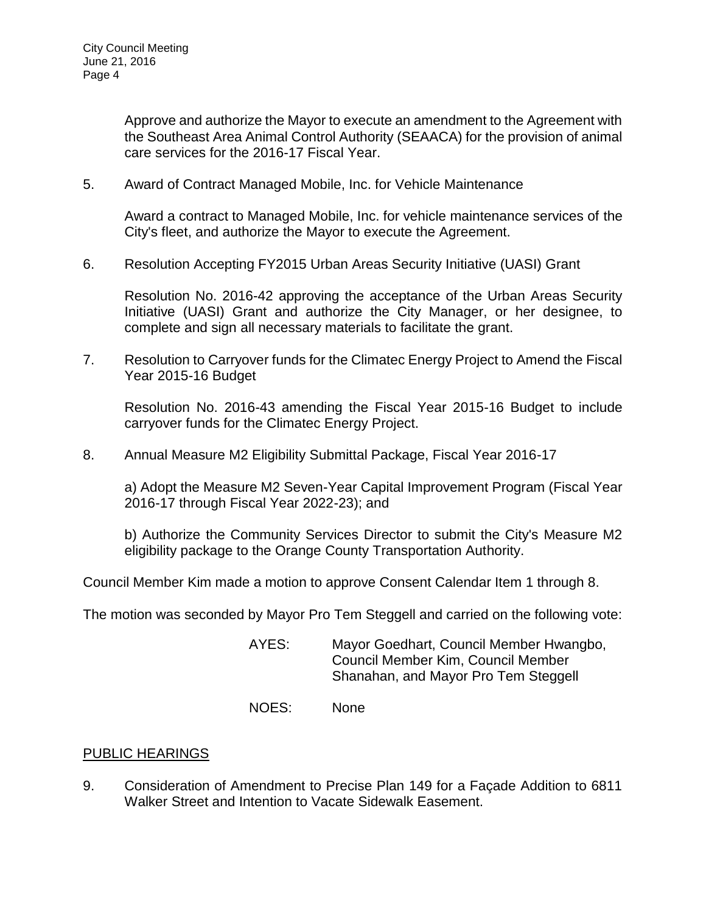Approve and authorize the Mayor to execute an amendment to the Agreement with the Southeast Area Animal Control Authority (SEAACA) for the provision of animal care services for the 2016-17 Fiscal Year.

5. Award of Contract Managed Mobile, Inc. for Vehicle Maintenance

   Award a contract to Managed Mobile, Inc. for vehicle maintenance services of the City's fleet, and authorize the Mayor to execute the Agreement.

6. Resolution Accepting FY2015 Urban Areas Security Initiative (UASI) Grant

   Resolution No. 2016-42 approving the acceptance of the Urban Areas Security Initiative (UASI) Grant and authorize the City Manager, or her designee, to complete and sign all necessary materials to facilitate the grant.

7. Resolution to Carryover funds for the Climatec Energy Project to Amend the Fiscal Year 2015-16 Budget

   Resolution No. 2016-43 amending the Fiscal Year 2015-16 Budget to include carryover funds for the Climatec Energy Project.

8. Annual Measure M2 Eligibility Submittal Package, Fiscal Year 2016-17

   a) Adopt the Measure M2 Seven-Year Capital Improvement Program (Fiscal Year 2016-17 through Fiscal Year 2022-23); and

   b) Authorize the Community Services Director to submit the City's Measure M2 eligibility package to the Orange County Transportation Authority.

Council Member Kim made a motion to approve Consent Calendar Item 1 through 8.

The motion was seconded by Mayor Pro Tem Steggell and carried on the following vote:

AYES: Mayor Goedhart, Council Member Hwangbo, Council Member Kim, Council Member Shanahan, and Mayor Pro Tem Steggell

NOES: None

## PUBLIC HEARINGS

9. Consideration of Amendment to Precise Plan 149 for a Façade Addition to 6811 Walker Street and Intention to Vacate Sidewalk Easement.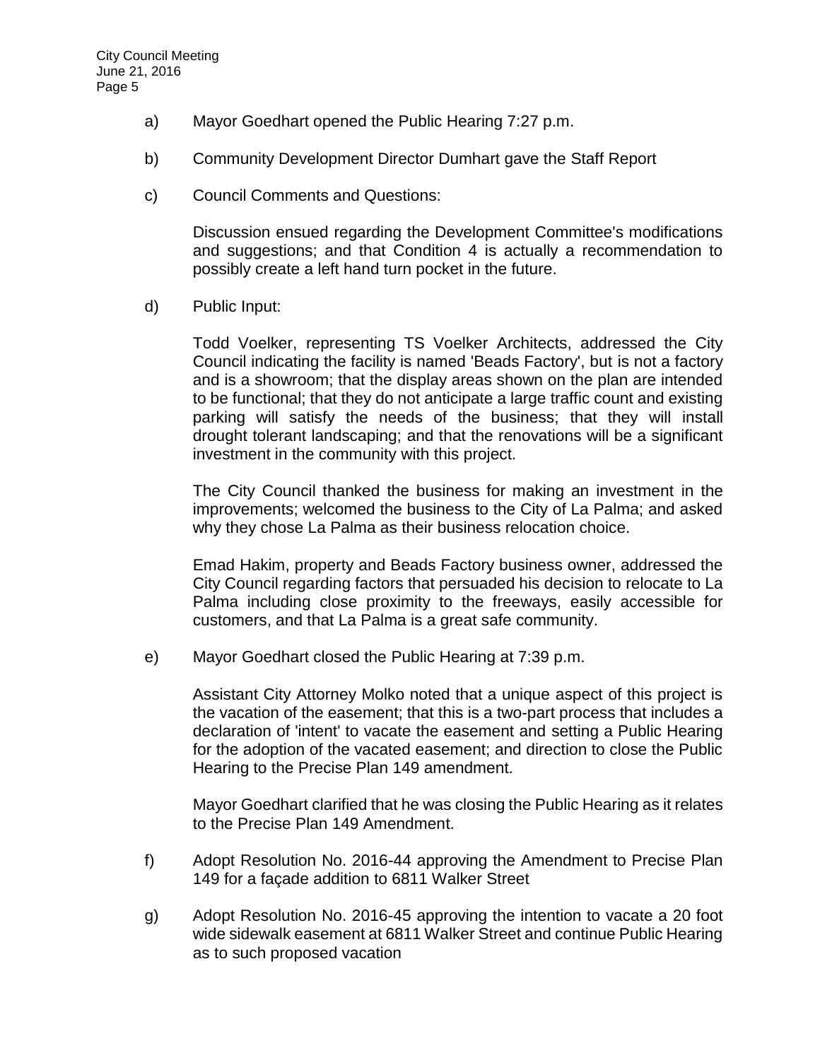a) Mayor Goedhart opened the Public Hearing 7:27 p.m.

b) Community Development Director Dumhart gave the Staff Report

c) Council Comments and Questions:

   Discussion ensued regarding the Development Committee's modifications and suggestions; and that Condition 4 is actually a recommendation to possibly create a left hand turn pocket in the future.

d) Public Input:

   Todd Voelker, representing TS Voelker Architects, addressed the City Council indicating the facility is named 'Beads Factory', but is not a factory and is a showroom; that the display areas shown on the plan are intended to be functional; that they do not anticipate a large traffic count and existing parking will satisfy the needs of the business; that they will install drought tolerant landscaping; and that the renovations will be a significant investment in the community with this project.

   The City Council thanked the business for making an investment in the improvements; welcomed the business to the City of La Palma; and asked why they chose La Palma as their business relocation choice.

   Emad Hakim, property and Beads Factory business owner, addressed the City Council regarding factors that persuaded his decision to relocate to La Palma including close proximity to the freeways, easily accessible for customers, and that La Palma is a great safe community.

e) Mayor Goedhart closed the Public Hearing at 7:39 p.m.

   Assistant City Attorney Molko noted that a unique aspect of this project is the vacation of the easement; that this is a two-part process that includes a declaration of 'intent' to vacate the easement and setting a Public Hearing for the adoption of the vacated easement; and direction to close the Public Hearing to the Precise Plan 149 amendment.

   Mayor Goedhart clarified that he was closing the Public Hearing as it relates to the Precise Plan 149 Amendment.

f) Adopt Resolution No. 2016-44 approving the Amendment to Precise Plan 149 for a façade addition to 6811 Walker Street

g) Adopt Resolution No. 2016-45 approving the intention to vacate a 20 foot wide sidewalk easement at 6811 Walker Street and continue Public Hearing as to such proposed vacation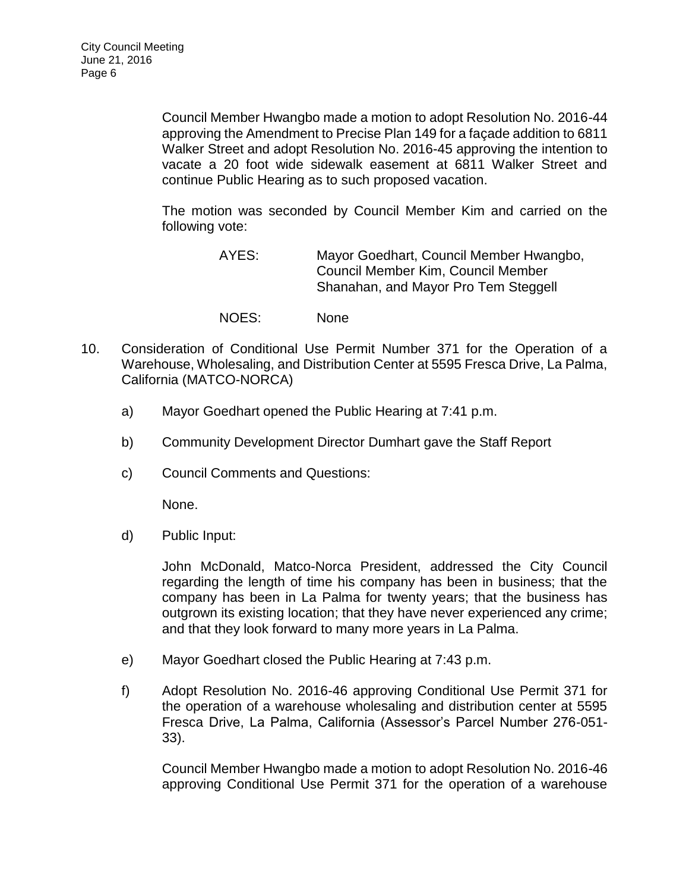Council Member Hwangbo made a motion to adopt Resolution No. 2016-44 approving the Amendment to Precise Plan 149 for a façade addition to 6811 Walker Street and adopt Resolution No. 2016-45 approving the intention to vacate a 20 foot wide sidewalk easement at 6811 Walker Street and continue Public Hearing as to such proposed vacation.

The motion was seconded by Council Member Kim and carried on the following vote:

AYES: Mayor Goedhart, Council Member Hwangbo, Council Member Kim, Council Member Shanahan, and Mayor Pro Tem Steggell

NOES: None

10. Consideration of Conditional Use Permit Number 371 for the Operation of a Warehouse, Wholesaling, and Distribution Center at 5595 Fresca Drive, La Palma, California (MATCO-NORCA)

   a) Mayor Goedhart opened the Public Hearing at 7:41 p.m.

   b) Community Development Director Dumhart gave the Staff Report

   c) Council Comments and Questions:

      None.

   d) Public Input:

      John McDonald, Matco-Norca President, addressed the City Council regarding the length of time his company has been in business; that the company has been in La Palma for twenty years; that the business has outgrown its existing location; that they have never experienced any crime; and that they look forward to many more years in La Palma.

   e) Mayor Goedhart closed the Public Hearing at 7:43 p.m.

   f) Adopt Resolution No. 2016-46 approving Conditional Use Permit 371 for the operation of a warehouse wholesaling and distribution center at 5595 Fresca Drive, La Palma, California (Assessor's Parcel Number 276-051-33).

      Council Member Hwangbo made a motion to adopt Resolution No. 2016-46 approving Conditional Use Permit 371 for the operation of a warehouse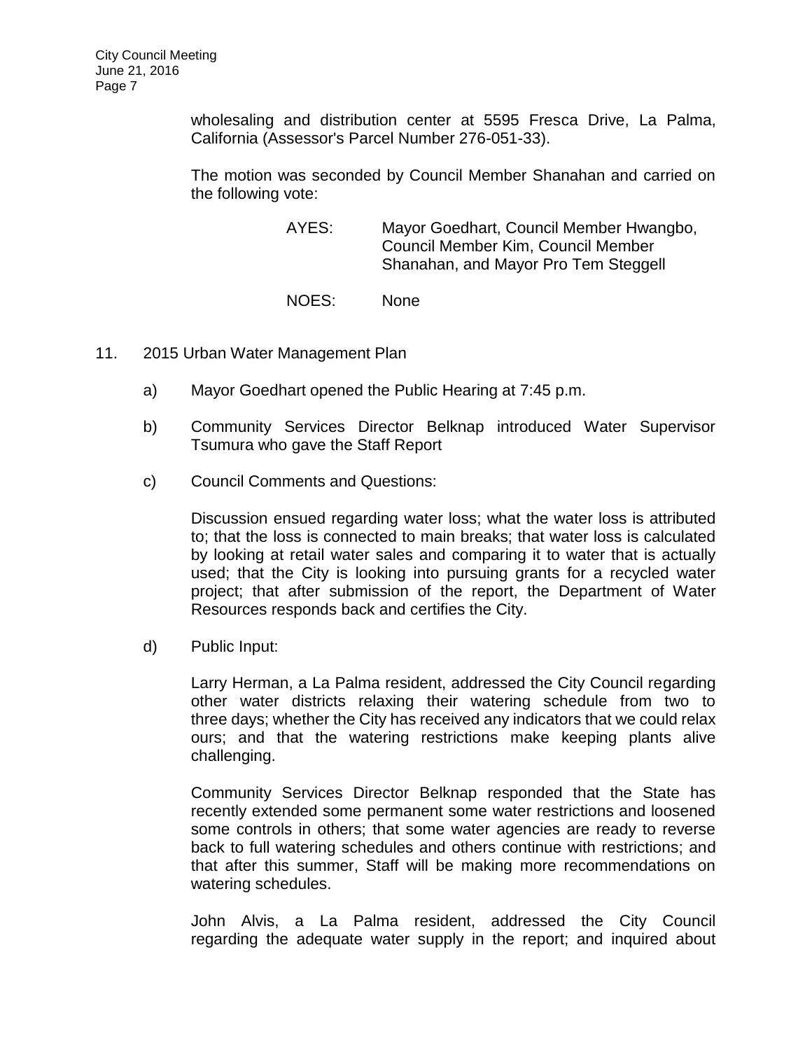wholesaling and distribution center at 5595 Fresca Drive, La Palma, California (Assessor's Parcel Number 276-051-33).

The motion was seconded by Council Member Shanahan and carried on the following vote:

AYES: Mayor Goedhart, Council Member Hwangbo, Council Member Kim, Council Member Shanahan, and Mayor Pro Tem Steggell

NOES: None

11. 2015 Urban Water Management Plan

a) Mayor Goedhart opened the Public Hearing at 7:45 p.m.

b) Community Services Director Belknap introduced Water Supervisor Tsumura who gave the Staff Report

c) Council Comments and Questions:

Discussion ensued regarding water loss; what the water loss is attributed to; that the loss is connected to main breaks; that water loss is calculated by looking at retail water sales and comparing it to water that is actually used; that the City is looking into pursuing grants for a recycled water project; that after submission of the report, the Department of Water Resources responds back and certifies the City.

d) Public Input:

Larry Herman, a La Palma resident, addressed the City Council regarding other water districts relaxing their watering schedule from two to three days; whether the City has received any indicators that we could relax ours; and that the watering restrictions make keeping plants alive challenging.

Community Services Director Belknap responded that the State has recently extended some permanent some water restrictions and loosened some controls in others; that some water agencies are ready to reverse back to full watering schedules and others continue with restrictions; and that after this summer, Staff will be making more recommendations on watering schedules.

John Alvis, a La Palma resident, addressed the City Council regarding the adequate water supply in the report; and inquired about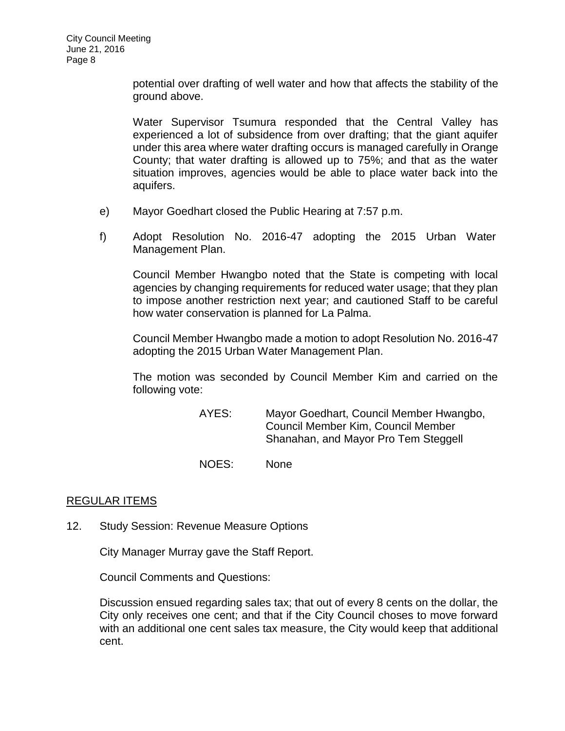potential over drafting of well water and how that affects the stability of the ground above.

Water Supervisor Tsumura responded that the Central Valley has experienced a lot of subsidence from over drafting; that the giant aquifer under this area where water drafting occurs is managed carefully in Orange County; that water drafting is allowed up to 75%; and that as the water situation improves, agencies would be able to place water back into the aquifers.

e) Mayor Goedhart closed the Public Hearing at 7:57 p.m.

f) Adopt Resolution No. 2016-47 adopting the 2015 Urban Water Management Plan.

Council Member Hwangbo noted that the State is competing with local agencies by changing requirements for reduced water usage; that they plan to impose another restriction next year; and cautioned Staff to be careful how water conservation is planned for La Palma.

Council Member Hwangbo made a motion to adopt Resolution No. 2016-47 adopting the 2015 Urban Water Management Plan.

The motion was seconded by Council Member Kim and carried on the following vote:

AYES: Mayor Goedhart, Council Member Hwangbo, Council Member Kim, Council Member Shanahan, and Mayor Pro Tem Steggell

NOES: None

## REGULAR ITEMS

12. Study Session: Revenue Measure Options

City Manager Murray gave the Staff Report.

Council Comments and Questions:

Discussion ensued regarding sales tax; that out of every 8 cents on the dollar, the City only receives one cent; and that if the City Council choses to move forward with an additional one cent sales tax measure, the City would keep that additional cent.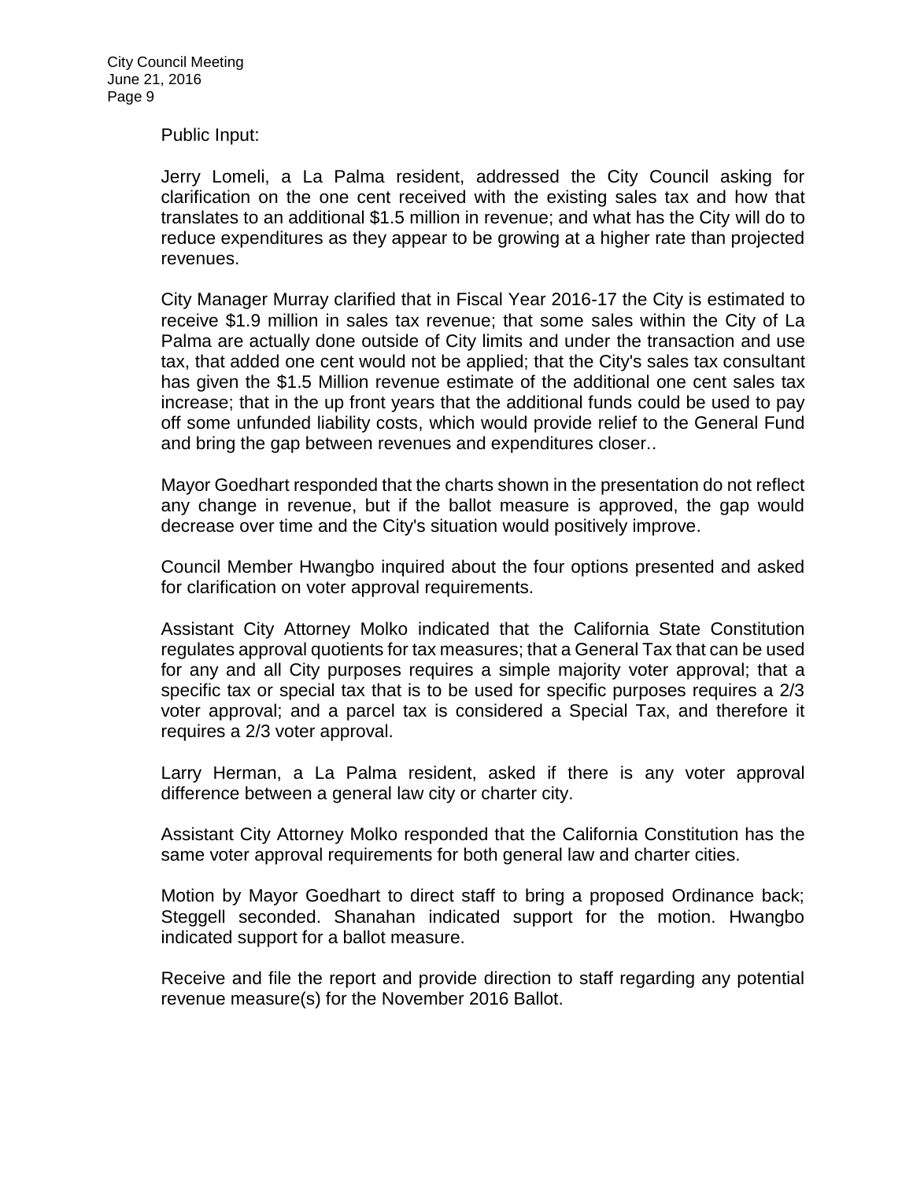Public Input:

Jerry Lomeli, a La Palma resident, addressed the City Council asking for clarification on the one cent received with the existing sales tax and how that translates to an additional $1.5 million in revenue; and what has the City will do to reduce expenditures as they appear to be growing at a higher rate than projected revenues.

City Manager Murray clarified that in Fiscal Year 2016-17 the City is estimated to receive $1.9 million in sales tax revenue; that some sales within the City of La Palma are actually done outside of City limits and under the transaction and use tax, that added one cent would not be applied; that the City's sales tax consultant has given the $1.5 Million revenue estimate of the additional one cent sales tax increase; that in the up front years that the additional funds could be used to pay off some unfunded liability costs, which would provide relief to the General Fund and bring the gap between revenues and expenditures closer..

Mayor Goedhart responded that the charts shown in the presentation do not reflect any change in revenue, but if the ballot measure is approved, the gap would decrease over time and the City's situation would positively improve.

Council Member Hwangbo inquired about the four options presented and asked for clarification on voter approval requirements.

Assistant City Attorney Molko indicated that the California State Constitution regulates approval quotients for tax measures; that a General Tax that can be used for any and all City purposes requires a simple majority voter approval; that a specific tax or special tax that is to be used for specific purposes requires a 2/3 voter approval; and a parcel tax is considered a Special Tax, and therefore it requires a 2/3 voter approval.

Larry Herman, a La Palma resident, asked if there is any voter approval difference between a general law city or charter city.

Assistant City Attorney Molko responded that the California Constitution has the same voter approval requirements for both general law and charter cities.

Motion by Mayor Goedhart to direct staff to bring a proposed Ordinance back; Steggell seconded. Shanahan indicated support for the motion. Hwangbo indicated support for a ballot measure.

Receive and file the report and provide direction to staff regarding any potential revenue measure(s) for the November 2016 Ballot.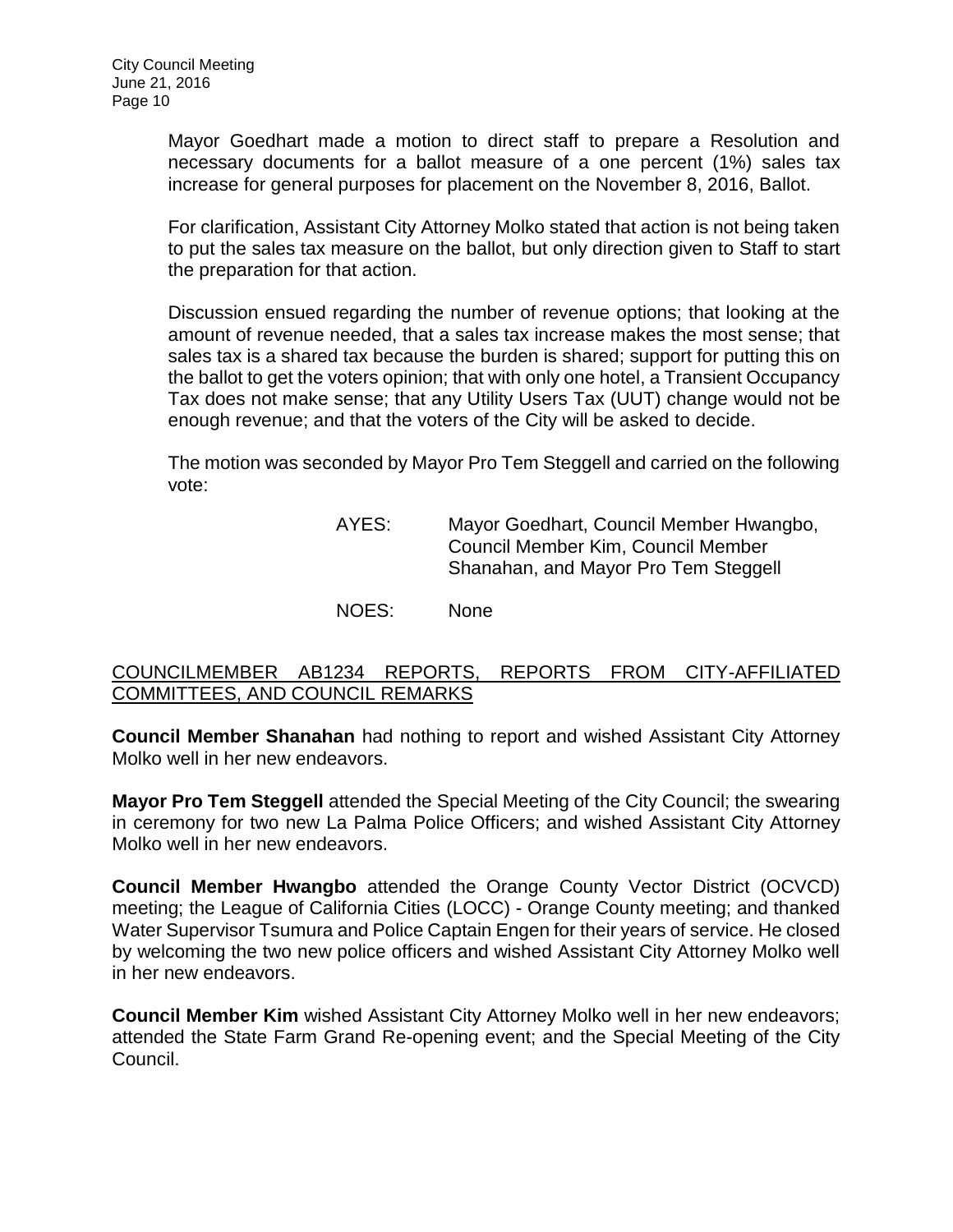Mayor Goedhart made a motion to direct staff to prepare a Resolution and necessary documents for a ballot measure of a one percent (1%) sales tax increase for general purposes for placement on the November 8, 2016, Ballot.

For clarification, Assistant City Attorney Molko stated that action is not being taken to put the sales tax measure on the ballot, but only direction given to Staff to start the preparation for that action.

Discussion ensued regarding the number of revenue options; that looking at the amount of revenue needed, that a sales tax increase makes the most sense; that sales tax is a shared tax because the burden is shared; support for putting this on the ballot to get the voters opinion; that with only one hotel, a Transient Occupancy Tax does not make sense; that any Utility Users Tax (UUT) change would not be enough revenue; and that the voters of the City will be asked to decide.

The motion was seconded by Mayor Pro Tem Steggell and carried on the following vote:

AYES: Mayor Goedhart, Council Member Hwangbo, Council Member Kim, Council Member Shanahan, and Mayor Pro Tem Steggell

NOES: None

## COUNCILMEMBER AB1234 REPORTS, REPORTS FROM CITY-AFFILIATED COMMITTEES, AND COUNCIL REMARKS

**Council Member Shanahan** had nothing to report and wished Assistant City Attorney Molko well in her new endeavors.

**Mayor Pro Tem Steggell** attended the Special Meeting of the City Council; the swearing in ceremony for two new La Palma Police Officers; and wished Assistant City Attorney Molko well in her new endeavors.

**Council Member Hwangbo** attended the Orange County Vector District (OCVCD) meeting; the League of California Cities (LOCC) - Orange County meeting; and thanked Water Supervisor Tsumura and Police Captain Engen for their years of service. He closed by welcoming the two new police officers and wished Assistant City Attorney Molko well in her new endeavors.

**Council Member Kim** wished Assistant City Attorney Molko well in her new endeavors; attended the State Farm Grand Re-opening event; and the Special Meeting of the City Council.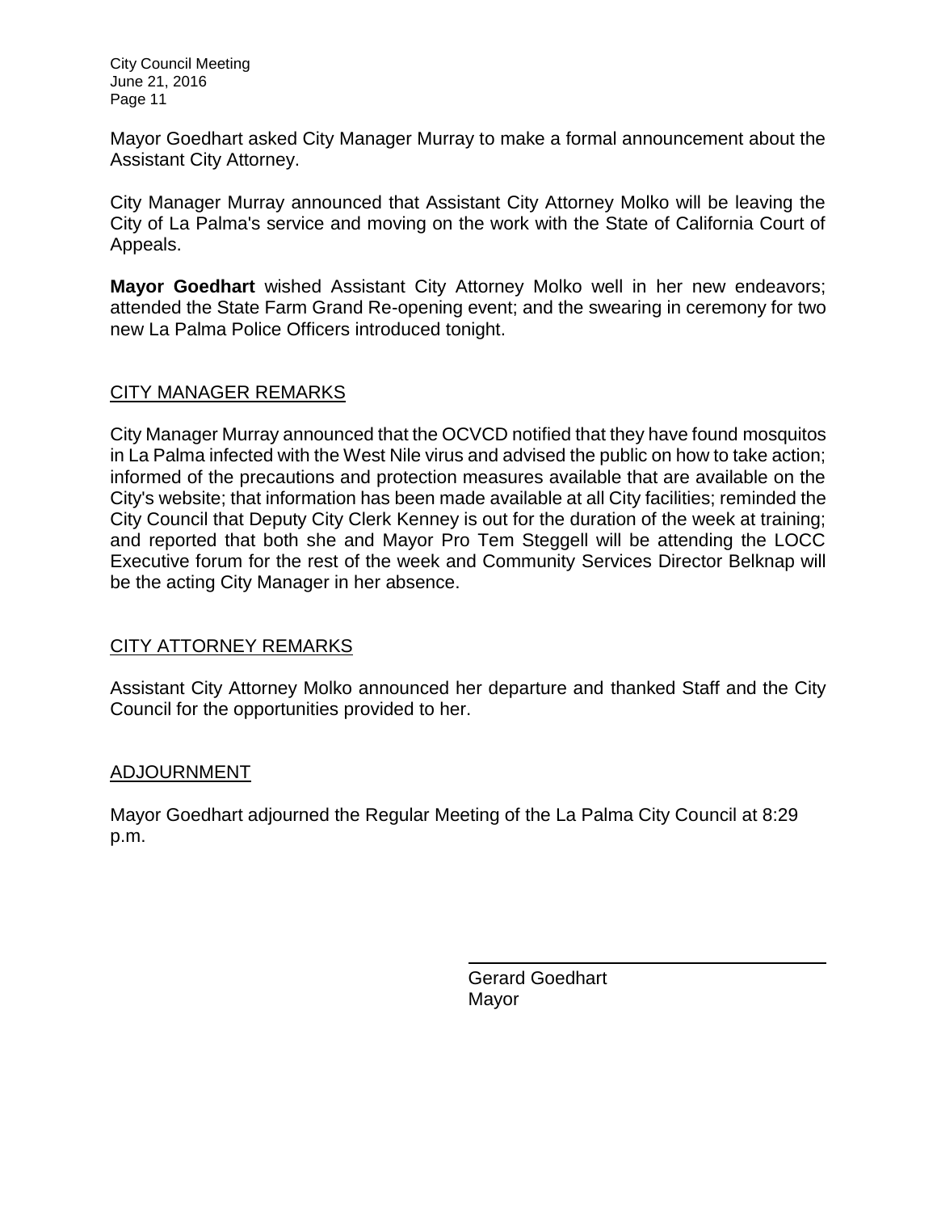Mayor Goedhart asked City Manager Murray to make a formal announcement about the Assistant City Attorney.

City Manager Murray announced that Assistant City Attorney Molko will be leaving the City of La Palma's service and moving on the work with the State of California Court of Appeals.

**Mayor Goedhart** wished Assistant City Attorney Molko well in her new endeavors; attended the State Farm Grand Re-opening event; and the swearing in ceremony for two new La Palma Police Officers introduced tonight.

## CITY MANAGER REMARKS

City Manager Murray announced that the OCVCD notified that they have found mosquitos in La Palma infected with the West Nile virus and advised the public on how to take action; informed of the precautions and protection measures available that are available on the City's website; that information has been made available at all City facilities; reminded the City Council that Deputy City Clerk Kenney is out for the duration of the week at training; and reported that both she and Mayor Pro Tem Steggell will be attending the LOCC Executive forum for the rest of the week and Community Services Director Belknap will be the acting City Manager in her absence.

## CITY ATTORNEY REMARKS

Assistant City Attorney Molko announced her departure and thanked Staff and the City Council for the opportunities provided to her.

## ADJOURNMENT

Mayor Goedhart adjourned the Regular Meeting of the La Palma City Council at 8:29 p.m.

Gerard Goedhart
Mayor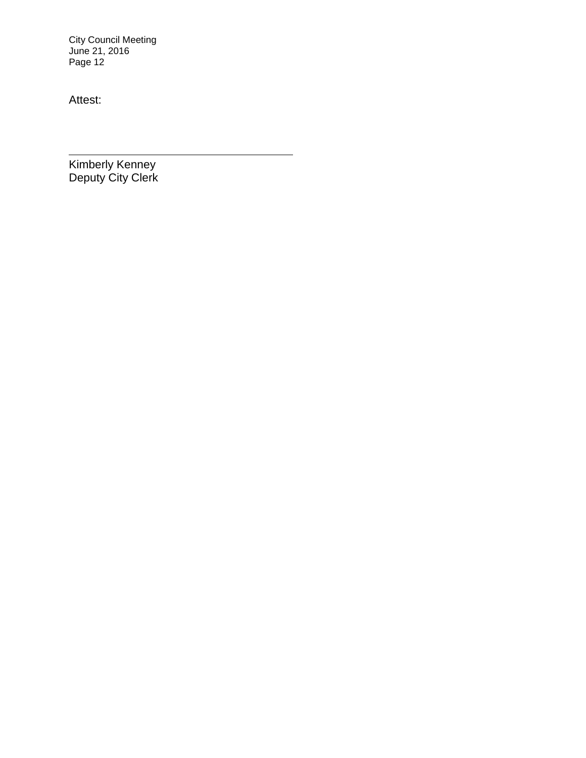Attest:

\_\_\_\_\_\_\_\_\_\_\_\_\_\_\_\_\_\_\_\_\_\_\_\_\_\_\_\_\_\_\_\_\_\_\_\_\_\_

Kimberly Kenney
Deputy City Clerk